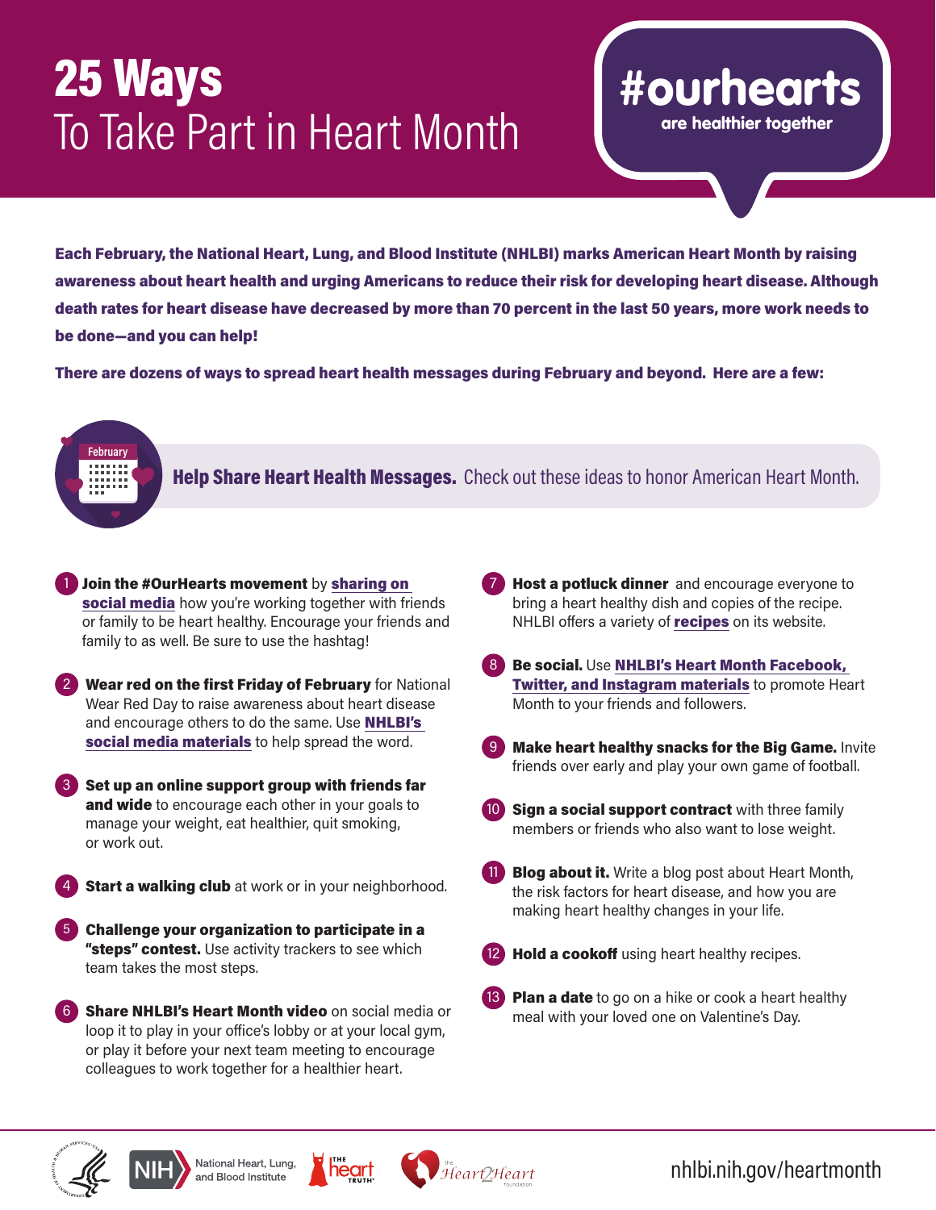# 25 Ways To Take Part in Heart Month

**#ourhearts** are healthier together

**Each February, the National Heart, Lung, and Blood Institute (NHLBI) marks American Heart Month by raising awareness about heart health and urging Americans to reduce their risk for developing heart disease. Although death rates for heart disease have decreased by more than 70 percent in the last 50 years, more work needs to be done—and you can help!**

**There are dozens of ways to spread heart health messages during February and beyond. Here are a few:**

## Help Share Heart Health Messages. Check out these ideas to honor American Heart Month.

1. **Join the #OurHearts movement** by **sharing on social media** how you're working together with friends or family to be heart healthy. Encourage your friends and family to as well. Be sure to use the hashtag!
2. **Wear red on the first Friday of February** for National Wear Red Day to raise awareness about heart disease and encourage others to do the same. Use **NHLBI's social media materials** to help spread the word.
3. **Set up an online support group with friends far and wide** to encourage each other in your goals to manage your weight, eat healthier, quit smoking, or work out.
4. **Start a walking club** at work or in your neighborhood.
5. **Challenge your organization to participate in a "steps" contest.** Use activity trackers to see which team takes the most steps.
6. **Share NHLBI's Heart Month video** on social media or loop it to play in your office's lobby or at your local gym, or play it before your next team meeting to encourage colleagues to work together for a healthier heart.
7. **Host a potluck dinner** and encourage everyone to bring a heart healthy dish and copies of the recipe. NHLBI offers a variety of **recipes** on its website.
8. **Be social.** Use **NHLBI's Heart Month Facebook, Twitter, and Instagram materials** to promote Heart Month to your friends and followers.
9. **Make heart healthy snacks for the Big Game.** Invite friends over early and play your own game of football.
10. **Sign a social support contract** with three family members or friends who also want to lose weight.
11. **Blog about it.** Write a blog post about Heart Month, the risk factors for heart disease, and how you are making heart healthy changes in your life.
12. **Hold a cookoff** using heart healthy recipes.
13. **Plan a date** to go on a hike or cook a heart healthy meal with your loved one on Valentine's Day.

NIH National Heart, Lung, and Blood Institute | The Heart Truth | The Heart2Heart Foundation

nhlbi.nih.gov/heartmonth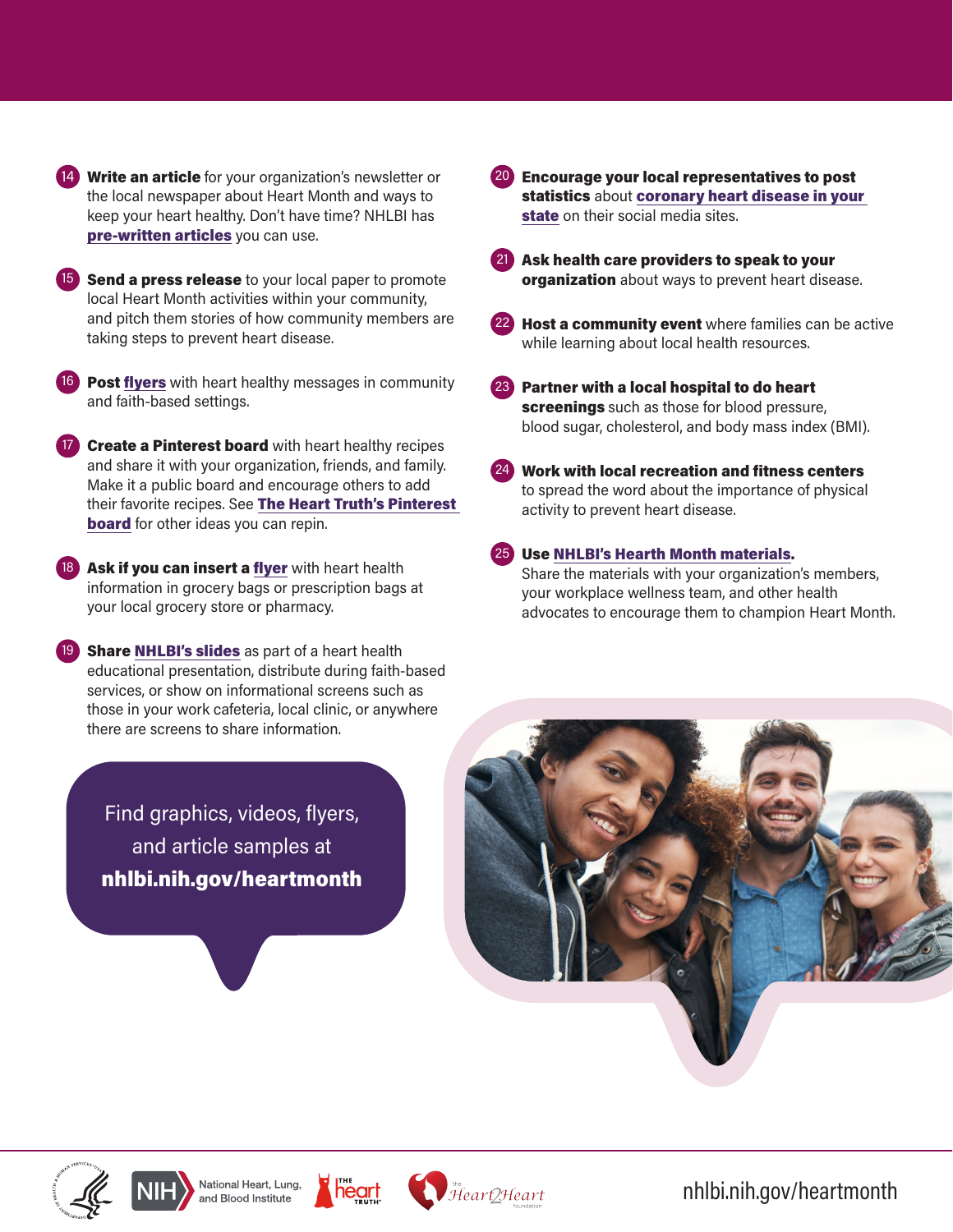14. **Write an article** for your organization's newsletter or the local newspaper about Heart Month and ways to keep your heart healthy. Don't have time? NHLBI has **pre-written articles** you can use.

15. **Send a press release** to your local paper to promote local Heart Month activities within your community, and pitch them stories of how community members are taking steps to prevent heart disease.

16. **Post flyers** with heart healthy messages in community and faith-based settings.

17. **Create a Pinterest board** with heart healthy recipes and share it with your organization, friends, and family. Make it a public board and encourage others to add their favorite recipes. See **The Heart Truth's Pinterest board** for other ideas you can repin.

18. **Ask if you can insert a flyer** with heart health information in grocery bags or prescription bags at your local grocery store or pharmacy.

19. **Share NHLBI's slides** as part of a heart health educational presentation, distribute during faith-based services, or show on informational screens such as those in your work cafeteria, local clinic, or anywhere there are screens to share information.

20. **Encourage your local representatives to post statistics** about **coronary heart disease in your state** on their social media sites.

21. **Ask health care providers to speak to your organization** about ways to prevent heart disease.

22. **Host a community event** where families can be active while learning about local health resources.

23. **Partner with a local hospital to do heart screenings** such as those for blood pressure, blood sugar, cholesterol, and body mass index (BMI).

24. **Work with local recreation and fitness centers** to spread the word about the importance of physical activity to prevent heart disease.

25. **Use NHLBI's Hearth Month materials.** Share the materials with your organization's members, your workplace wellness team, and other health advocates to encourage them to champion Heart Month.

Find graphics, videos, flyers, and article samples at **nhlbi.nih.gov/heartmonth**

NIH National Heart, Lung, and Blood Institute | The Heart Truth | the Heart2Heart foundation

nhlbi.nih.gov/heartmonth